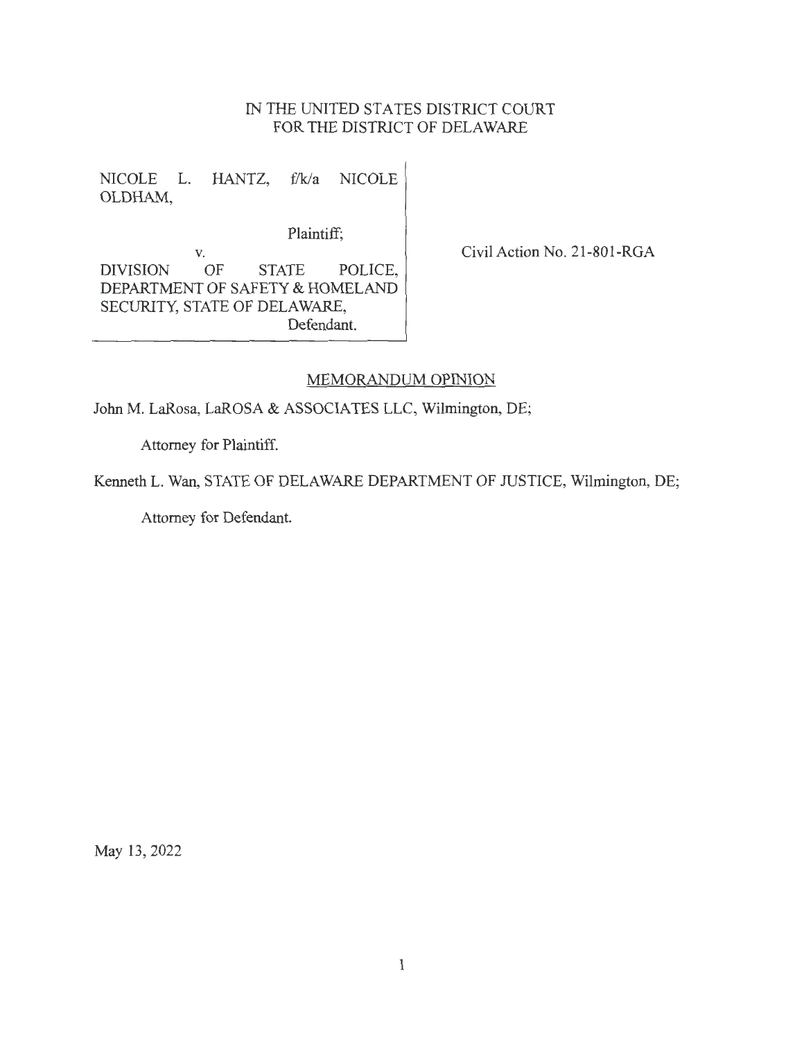IN THE UNITED STATES DISTRICT COURT
FOR THE DISTRICT OF DELAWARE

NICOLE L. HANTZ, f/k/a NICOLE OLDHAM,

Plaintiff;

v.

DIVISION OF STATE POLICE, DEPARTMENT OF SAFETY & HOMELAND SECURITY, STATE OF DELAWARE,

Defendant.

Civil Action No. 21-801-RGA

MEMORANDUM OPINION

John M. LaRosa, LaROSA & ASSOCIATES LLC, Wilmington, DE;

Attorney for Plaintiff.

Kenneth L. Wan, STATE OF DELAWARE DEPARTMENT OF JUSTICE, Wilmington, DE;

Attorney for Defendant.

May 13, 2022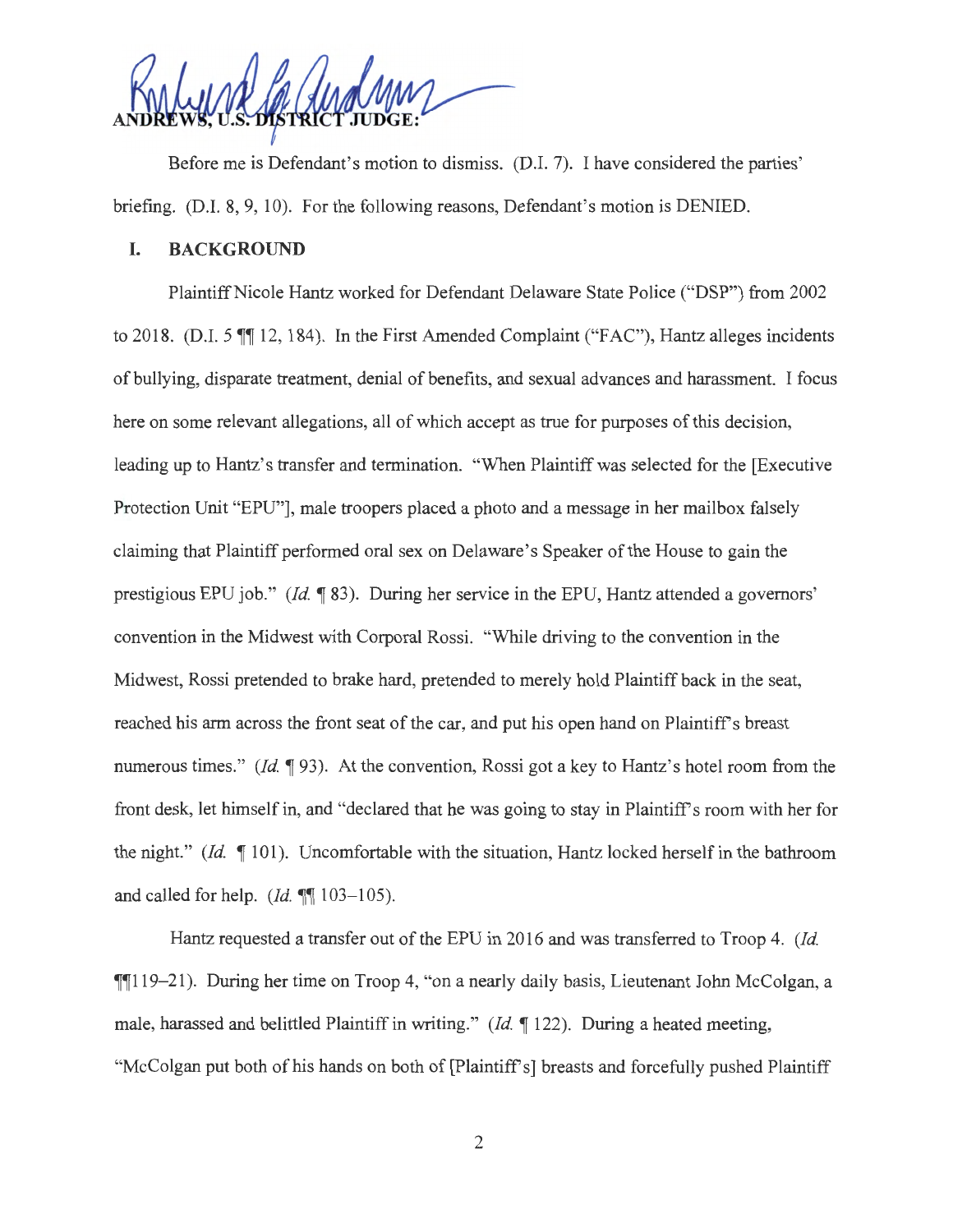**ANDREWS, U.S. DISTRICT JUDGE:**

Before me is Defendant's motion to dismiss. (D.I. 7). I have considered the parties' briefing. (D.I. 8, 9, 10). For the following reasons, Defendant's motion is DENIED.

## I. BACKGROUND

Plaintiff Nicole Hantz worked for Defendant Delaware State Police ("DSP") from 2002 to 2018. (D.I. 5 ¶¶ 12, 184). In the First Amended Complaint ("FAC"), Hantz alleges incidents of bullying, disparate treatment, denial of benefits, and sexual advances and harassment. I focus here on some relevant allegations, all of which accept as true for purposes of this decision, leading up to Hantz's transfer and termination. "When Plaintiff was selected for the [Executive Protection Unit "EPU"], male troopers placed a photo and a message in her mailbox falsely claiming that Plaintiff performed oral sex on Delaware's Speaker of the House to gain the prestigious EPU job." (*Id.* ¶ 83). During her service in the EPU, Hantz attended a governors' convention in the Midwest with Corporal Rossi. "While driving to the convention in the Midwest, Rossi pretended to brake hard, pretended to merely hold Plaintiff back in the seat, reached his arm across the front seat of the car, and put his open hand on Plaintiff's breast numerous times." (*Id.* ¶ 93). At the convention, Rossi got a key to Hantz's hotel room from the front desk, let himself in, and "declared that he was going to stay in Plaintiff's room with her for the night." (*Id.* ¶ 101). Uncomfortable with the situation, Hantz locked herself in the bathroom and called for help. (*Id.* ¶¶ 103–105).

Hantz requested a transfer out of the EPU in 2016 and was transferred to Troop 4. (*Id.* ¶¶119–21). During her time on Troop 4, "on a nearly daily basis, Lieutenant John McColgan, a male, harassed and belittled Plaintiff in writing." (*Id.* ¶ 122). During a heated meeting, "McColgan put both of his hands on both of [Plaintiff's] breasts and forcefully pushed Plaintiff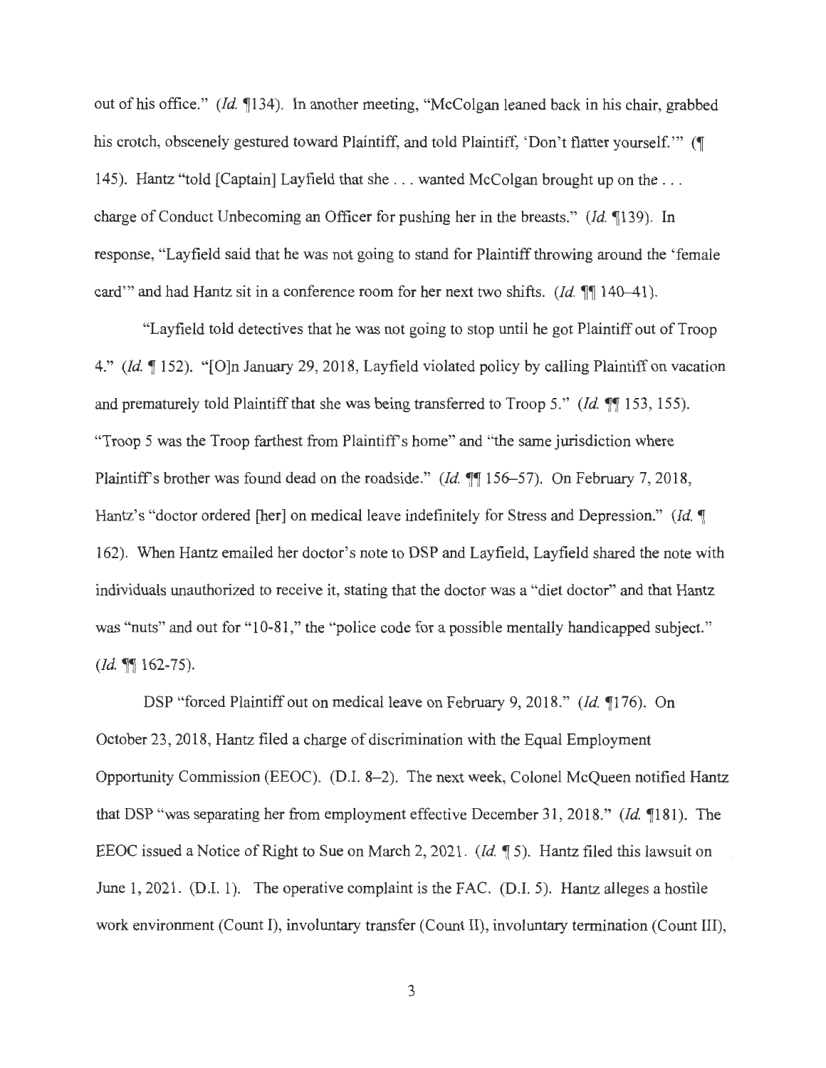out of his office." (*Id.* ¶134). In another meeting, "McColgan leaned back in his chair, grabbed his crotch, obscenely gestured toward Plaintiff, and told Plaintiff, 'Don't flatter yourself.'" (¶ 145). Hantz "told [Captain] Layfield that she . . . wanted McColgan brought up on the . . . charge of Conduct Unbecoming an Officer for pushing her in the breasts." (*Id.* ¶139). In response, "Layfield said that he was not going to stand for Plaintiff throwing around the 'female card'" and had Hantz sit in a conference room for her next two shifts. (*Id.* ¶¶ 140–41).

"Layfield told detectives that he was not going to stop until he got Plaintiff out of Troop 4." (*Id.* ¶ 152). "[O]n January 29, 2018, Layfield violated policy by calling Plaintiff on vacation and prematurely told Plaintiff that she was being transferred to Troop 5." (*Id.* ¶¶ 153, 155). "Troop 5 was the Troop farthest from Plaintiff's home" and "the same jurisdiction where Plaintiff's brother was found dead on the roadside." (*Id.* ¶¶ 156–57). On February 7, 2018, Hantz's "doctor ordered [her] on medical leave indefinitely for Stress and Depression." (*Id.* ¶ 162). When Hantz emailed her doctor's note to DSP and Layfield, Layfield shared the note with individuals unauthorized to receive it, stating that the doctor was a "diet doctor" and that Hantz was "nuts" and out for "10-81," the "police code for a possible mentally handicapped subject." (*Id.* ¶¶ 162-75).

DSP "forced Plaintiff out on medical leave on February 9, 2018." (*Id.* ¶176). On October 23, 2018, Hantz filed a charge of discrimination with the Equal Employment Opportunity Commission (EEOC). (D.I. 8–2). The next week, Colonel McQueen notified Hantz that DSP "was separating her from employment effective December 31, 2018." (*Id.* ¶181). The EEOC issued a Notice of Right to Sue on March 2, 2021. (*Id.* ¶ 5). Hantz filed this lawsuit on June 1, 2021. (D.I. 1). The operative complaint is the FAC. (D.I. 5). Hantz alleges a hostile work environment (Count I), involuntary transfer (Count II), involuntary termination (Count III),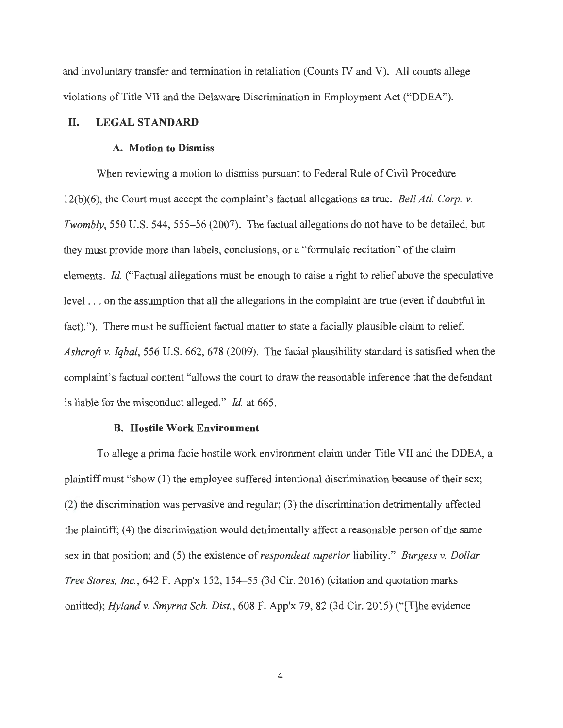and involuntary transfer and termination in retaliation (Counts IV and V). All counts allege violations of Title VII and the Delaware Discrimination in Employment Act ("DDEA").

## II. LEGAL STANDARD

### A. Motion to Dismiss

When reviewing a motion to dismiss pursuant to Federal Rule of Civil Procedure 12(b)(6), the Court must accept the complaint's factual allegations as true. *Bell Atl. Corp. v. Twombly*, 550 U.S. 544, 555–56 (2007). The factual allegations do not have to be detailed, but they must provide more than labels, conclusions, or a "formulaic recitation" of the claim elements. *Id.* ("Factual allegations must be enough to raise a right to relief above the speculative level . . . on the assumption that all the allegations in the complaint are true (even if doubtful in fact)."). There must be sufficient factual matter to state a facially plausible claim to relief. *Ashcroft v. Iqbal*, 556 U.S. 662, 678 (2009). The facial plausibility standard is satisfied when the complaint's factual content "allows the court to draw the reasonable inference that the defendant is liable for the misconduct alleged." *Id.* at 665.

### B. Hostile Work Environment

To allege a prima facie hostile work environment claim under Title VII and the DDEA, a plaintiff must "show (1) the employee suffered intentional discrimination because of their sex; (2) the discrimination was pervasive and regular; (3) the discrimination detrimentally affected the plaintiff; (4) the discrimination would detrimentally affect a reasonable person of the same sex in that position; and (5) the existence of *respondeat superior* liability." *Burgess v. Dollar Tree Stores, Inc.*, 642 F. App'x 152, 154–55 (3d Cir. 2016) (citation and quotation marks omitted); *Hyland v. Smyrna Sch. Dist.*, 608 F. App'x 79, 82 (3d Cir. 2015) ("[T]he evidence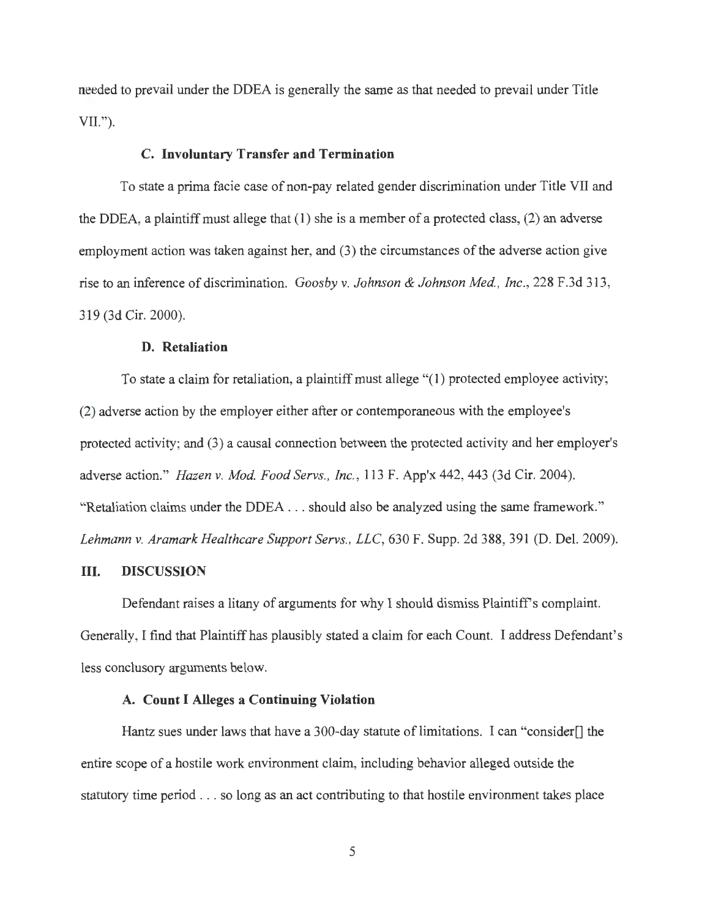needed to prevail under the DDEA is generally the same as that needed to prevail under Title VII.").

### C. Involuntary Transfer and Termination

To state a prima facie case of non-pay related gender discrimination under Title VII and the DDEA, a plaintiff must allege that (1) she is a member of a protected class, (2) an adverse employment action was taken against her, and (3) the circumstances of the adverse action give rise to an inference of discrimination. *Goosby v. Johnson & Johnson Med., Inc.*, 228 F.3d 313, 319 (3d Cir. 2000).

### D. Retaliation

To state a claim for retaliation, a plaintiff must allege "(1) protected employee activity; (2) adverse action by the employer either after or contemporaneous with the employee's protected activity; and (3) a causal connection between the protected activity and her employer's adverse action." *Hazen v. Mod. Food Servs., Inc.*, 113 F. App'x 442, 443 (3d Cir. 2004). "Retaliation claims under the DDEA . . . should also be analyzed using the same framework." *Lehmann v. Aramark Healthcare Support Servs., LLC*, 630 F. Supp. 2d 388, 391 (D. Del. 2009).

## III. DISCUSSION

Defendant raises a litany of arguments for why I should dismiss Plaintiff's complaint. Generally, I find that Plaintiff has plausibly stated a claim for each Count. I address Defendant's less conclusory arguments below.

### A. Count I Alleges a Continuing Violation

Hantz sues under laws that have a 300-day statute of limitations. I can "consider[] the entire scope of a hostile work environment claim, including behavior alleged outside the statutory time period . . . so long as an act contributing to that hostile environment takes place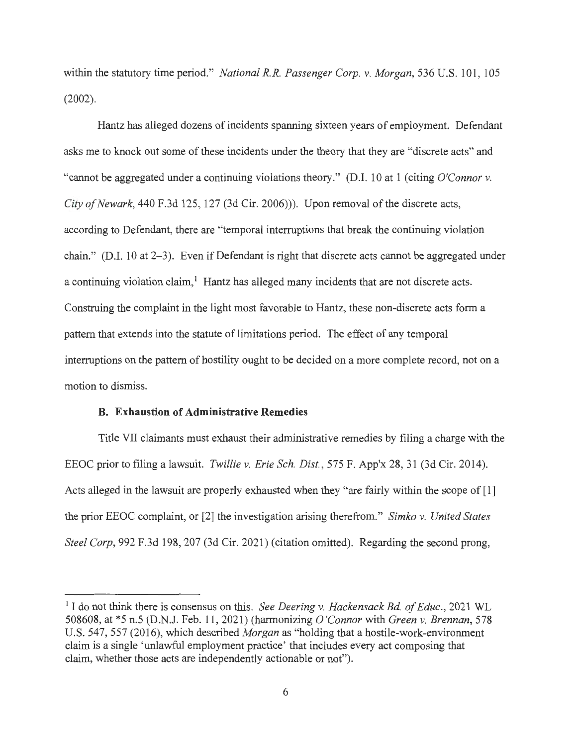within the statutory time period." *National R.R. Passenger Corp. v. Morgan*, 536 U.S. 101, 105 (2002).

Hantz has alleged dozens of incidents spanning sixteen years of employment. Defendant asks me to knock out some of these incidents under the theory that they are "discrete acts" and "cannot be aggregated under a continuing violations theory." (D.I. 10 at 1 (citing *O'Connor v. City of Newark*, 440 F.3d 125, 127 (3d Cir. 2006))). Upon removal of the discrete acts, according to Defendant, there are "temporal interruptions that break the continuing violation chain." (D.I. 10 at 2–3). Even if Defendant is right that discrete acts cannot be aggregated under a continuing violation claim,[1] Hantz has alleged many incidents that are not discrete acts. Construing the complaint in the light most favorable to Hantz, these non-discrete acts form a pattern that extends into the statute of limitations period. The effect of any temporal interruptions on the pattern of hostility ought to be decided on a more complete record, not on a motion to dismiss.

### B. Exhaustion of Administrative Remedies

Title VII claimants must exhaust their administrative remedies by filing a charge with the EEOC prior to filing a lawsuit. *Twillie v. Erie Sch. Dist.*, 575 F. App'x 28, 31 (3d Cir. 2014). Acts alleged in the lawsuit are properly exhausted when they "are fairly within the scope of [1] the prior EEOC complaint, or [2] the investigation arising therefrom." *Simko v. United States Steel Corp*, 992 F.3d 198, 207 (3d Cir. 2021) (citation omitted). Regarding the second prong,

---

[1] I do not think there is consensus on this. *See Deering v. Hackensack Bd. of Educ.*, 2021 WL 508608, at *5 n.5 (D.N.J. Feb. 11, 2021) (harmonizing *O'Connor* with *Green v. Brennan*, 578 U.S. 547, 557 (2016), which described *Morgan* as "holding that a hostile-work-environment claim is a single 'unlawful employment practice' that includes every act composing that claim, whether those acts are independently actionable or not").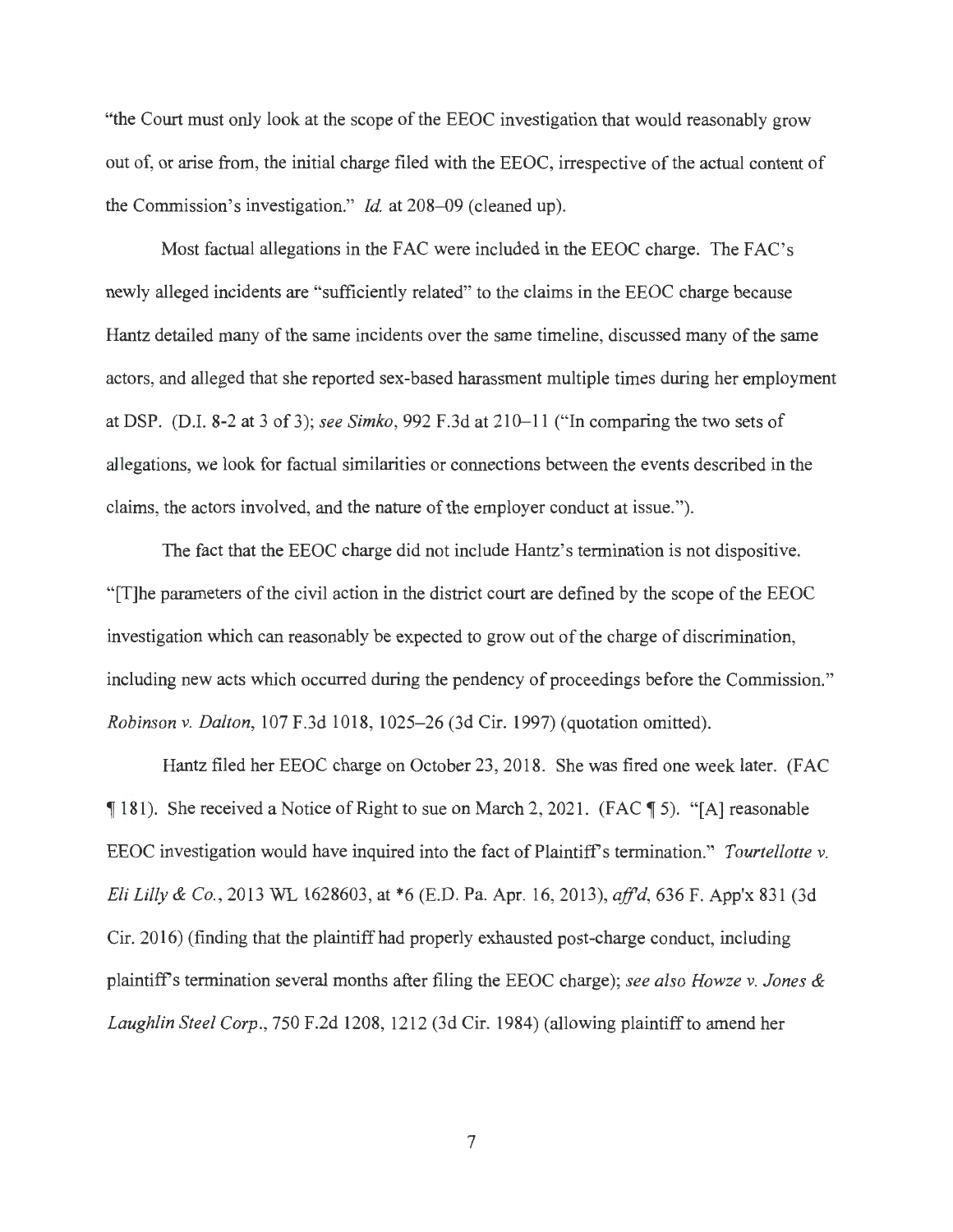"the Court must only look at the scope of the EEOC investigation that would reasonably grow out of, or arise from, the initial charge filed with the EEOC, irrespective of the actual content of the Commission's investigation." *Id.* at 208–09 (cleaned up).

Most factual allegations in the FAC were included in the EEOC charge. The FAC's newly alleged incidents are "sufficiently related" to the claims in the EEOC charge because Hantz detailed many of the same incidents over the same timeline, discussed many of the same actors, and alleged that she reported sex-based harassment multiple times during her employment at DSP. (D.I. 8-2 at 3 of 3); *see Simko*, 992 F.3d at 210–11 ("In comparing the two sets of allegations, we look for factual similarities or connections between the events described in the claims, the actors involved, and the nature of the employer conduct at issue.").

The fact that the EEOC charge did not include Hantz's termination is not dispositive. "[T]he parameters of the civil action in the district court are defined by the scope of the EEOC investigation which can reasonably be expected to grow out of the charge of discrimination, including new acts which occurred during the pendency of proceedings before the Commission." *Robinson v. Dalton*, 107 F.3d 1018, 1025–26 (3d Cir. 1997) (quotation omitted).

Hantz filed her EEOC charge on October 23, 2018. She was fired one week later. (FAC ¶ 181). She received a Notice of Right to sue on March 2, 2021. (FAC ¶ 5). "[A] reasonable EEOC investigation would have inquired into the fact of Plaintiff's termination." *Tourtellotte v. Eli Lilly & Co.*, 2013 WL 1628603, at *6 (E.D. Pa. Apr. 16, 2013), *aff'd*, 636 F. App'x 831 (3d Cir. 2016) (finding that the plaintiff had properly exhausted post-charge conduct, including plaintiff's termination several months after filing the EEOC charge); *see also Howze v. Jones & Laughlin Steel Corp.*, 750 F.2d 1208, 1212 (3d Cir. 1984) (allowing plaintiff to amend her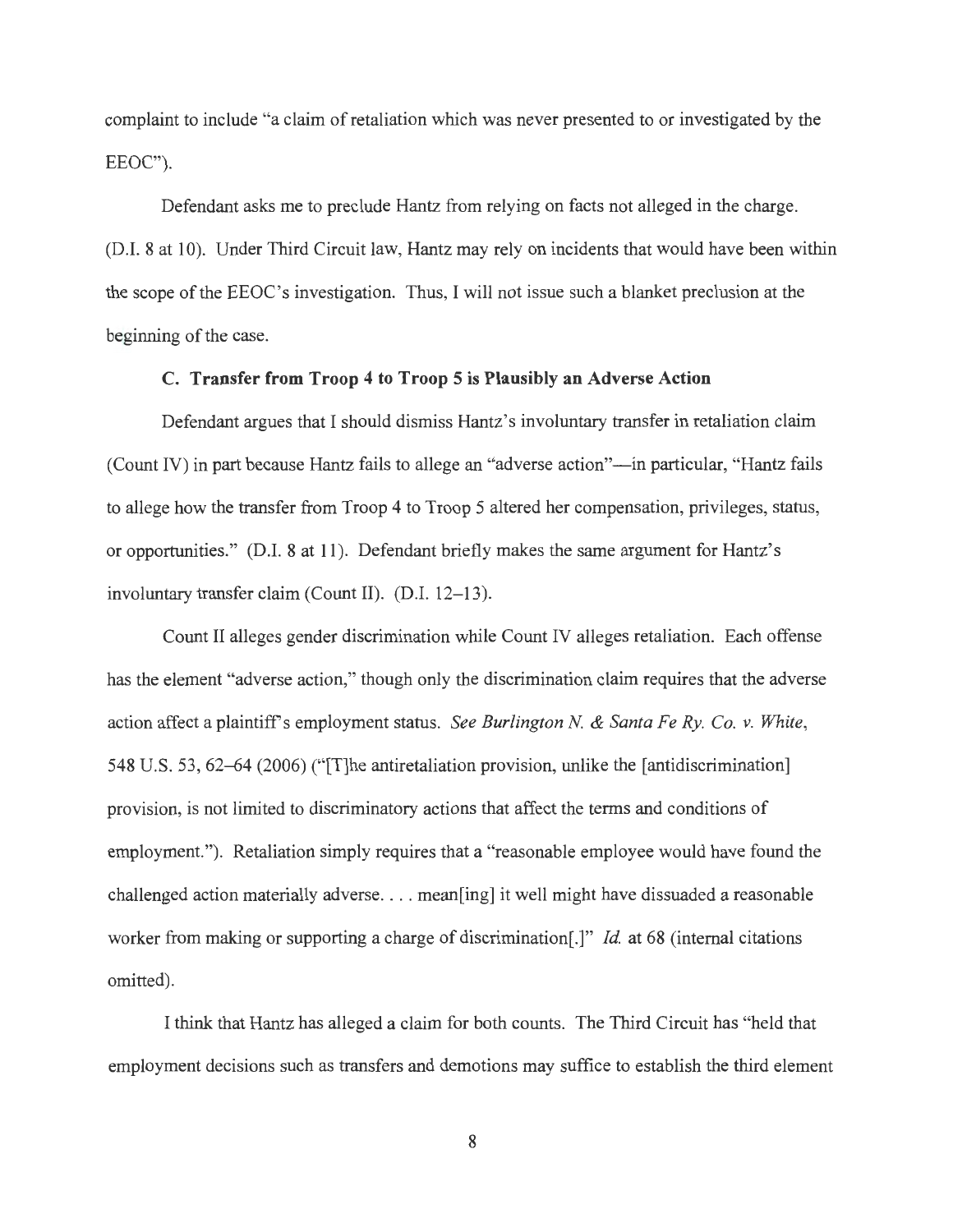complaint to include "a claim of retaliation which was never presented to or investigated by the EEOC").

Defendant asks me to preclude Hantz from relying on facts not alleged in the charge. (D.I. 8 at 10). Under Third Circuit law, Hantz may rely on incidents that would have been within the scope of the EEOC's investigation. Thus, I will not issue such a blanket preclusion at the beginning of the case.

### C. Transfer from Troop 4 to Troop 5 is Plausibly an Adverse Action

Defendant argues that I should dismiss Hantz's involuntary transfer in retaliation claim (Count IV) in part because Hantz fails to allege an "adverse action"—in particular, "Hantz fails to allege how the transfer from Troop 4 to Troop 5 altered her compensation, privileges, status, or opportunities." (D.I. 8 at 11). Defendant briefly makes the same argument for Hantz's involuntary transfer claim (Count II). (D.I. 12–13).

Count II alleges gender discrimination while Count IV alleges retaliation. Each offense has the element "adverse action," though only the discrimination claim requires that the adverse action affect a plaintiff's employment status. *See Burlington N. & Santa Fe Ry. Co. v. White*, 548 U.S. 53, 62–64 (2006) ("[T]he antiretaliation provision, unlike the [antidiscrimination] provision, is not limited to discriminatory actions that affect the terms and conditions of employment."). Retaliation simply requires that a "reasonable employee would have found the challenged action materially adverse. . . . mean[ing] it well might have dissuaded a reasonable worker from making or supporting a charge of discrimination[.]" *Id.* at 68 (internal citations omitted).

I think that Hantz has alleged a claim for both counts. The Third Circuit has "held that employment decisions such as transfers and demotions may suffice to establish the third element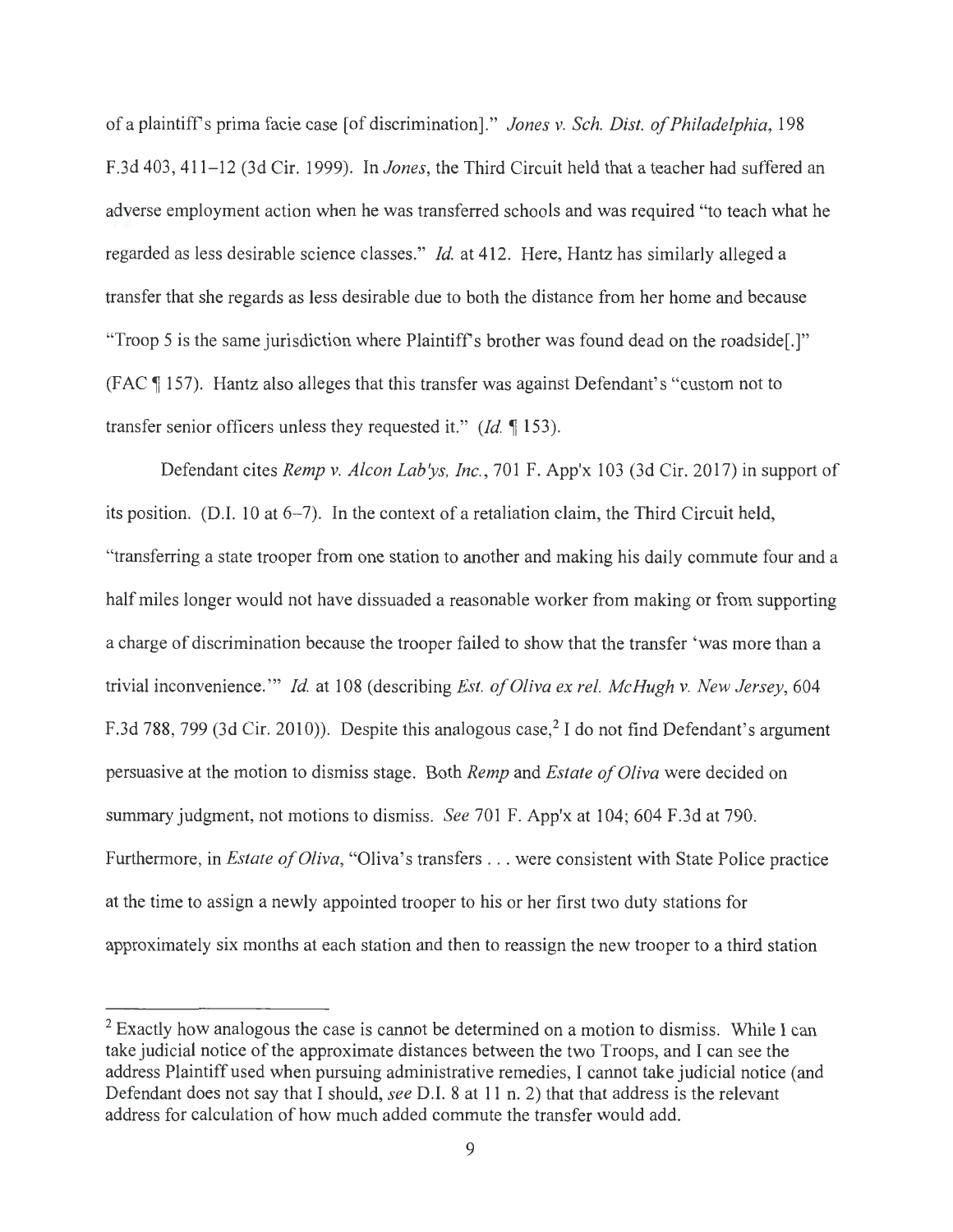of a plaintiff's prima facie case [of discrimination]." *Jones v. Sch. Dist. of Philadelphia*, 198 F.3d 403, 411–12 (3d Cir. 1999). In *Jones*, the Third Circuit held that a teacher had suffered an adverse employment action when he was transferred schools and was required "to teach what he regarded as less desirable science classes." *Id.* at 412. Here, Hantz has similarly alleged a transfer that she regards as less desirable due to both the distance from her home and because "Troop 5 is the same jurisdiction where Plaintiff's brother was found dead on the roadside[.]" (FAC ¶ 157). Hantz also alleges that this transfer was against Defendant's "custom not to transfer senior officers unless they requested it." (*Id.* ¶ 153).

Defendant cites *Remp v. Alcon Lab'ys, Inc.*, 701 F. App'x 103 (3d Cir. 2017) in support of its position. (D.I. 10 at 6–7). In the context of a retaliation claim, the Third Circuit held, "transferring a state trooper from one station to another and making his daily commute four and a half miles longer would not have dissuaded a reasonable worker from making or from supporting a charge of discrimination because the trooper failed to show that the transfer 'was more than a trivial inconvenience.'" *Id.* at 108 (describing *Est. of Oliva ex rel. McHugh v. New Jersey*, 604 F.3d 788, 799 (3d Cir. 2010)). Despite this analogous case,[2] I do not find Defendant's argument persuasive at the motion to dismiss stage. Both *Remp* and *Estate of Oliva* were decided on summary judgment, not motions to dismiss. *See* 701 F. App'x at 104; 604 F.3d at 790. Furthermore, in *Estate of Oliva*, "Oliva's transfers . . . were consistent with State Police practice at the time to assign a newly appointed trooper to his or her first two duty stations for approximately six months at each station and then to reassign the new trooper to a third station

[2] Exactly how analogous the case is cannot be determined on a motion to dismiss. While I can take judicial notice of the approximate distances between the two Troops, and I can see the address Plaintiff used when pursuing administrative remedies, I cannot take judicial notice (and Defendant does not say that I should, *see* D.I. 8 at 11 n. 2) that that address is the relevant address for calculation of how much added commute the transfer would add.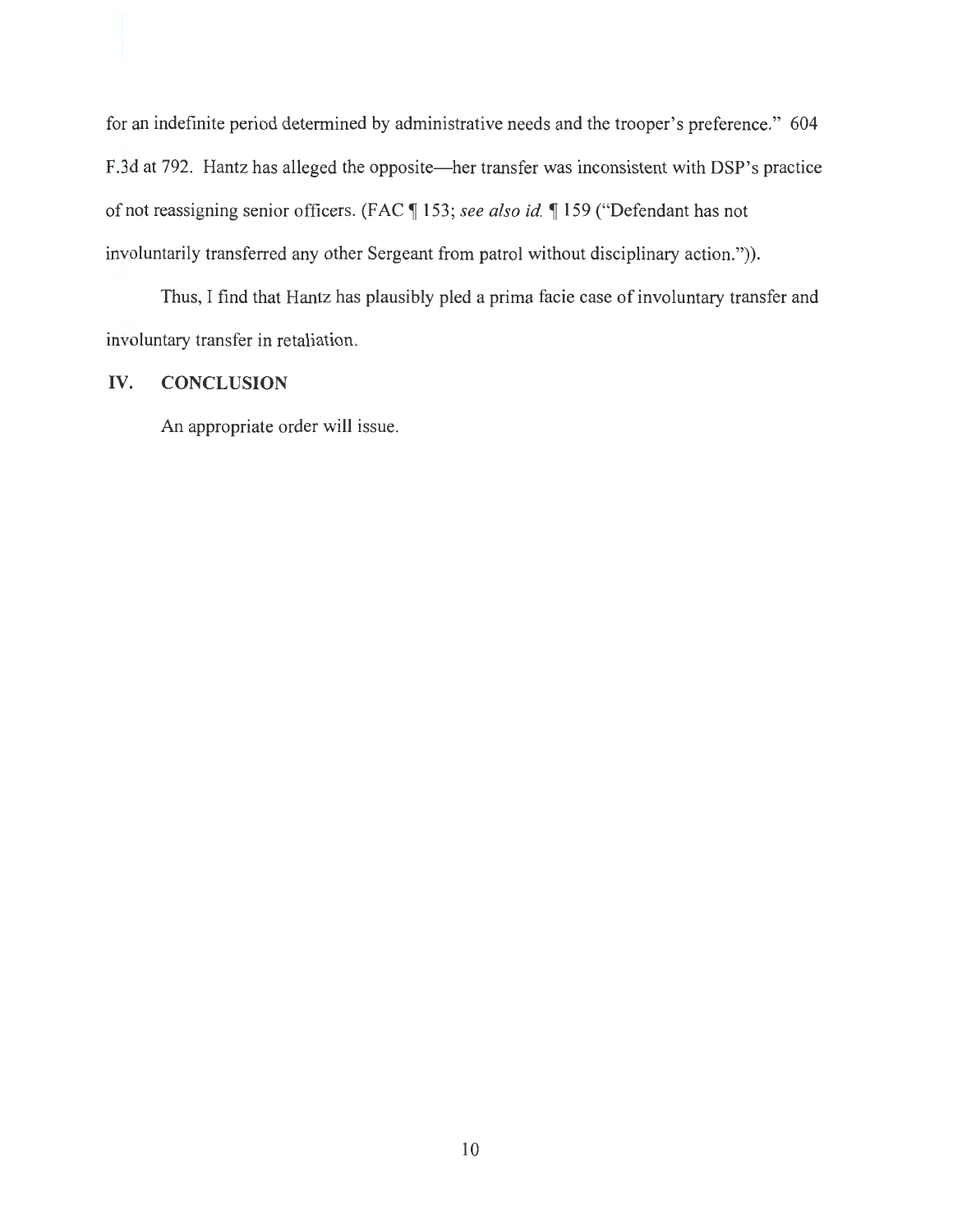for an indefinite period determined by administrative needs and the trooper's preference." 604 F.3d at 792. Hantz has alleged the opposite—her transfer was inconsistent with DSP's practice of not reassigning senior officers. (FAC ¶ 153; *see also id.* ¶ 159 ("Defendant has not involuntarily transferred any other Sergeant from patrol without disciplinary action.")).

Thus, I find that Hantz has plausibly pled a prima facie case of involuntary transfer and involuntary transfer in retaliation.

## IV. CONCLUSION

An appropriate order will issue.